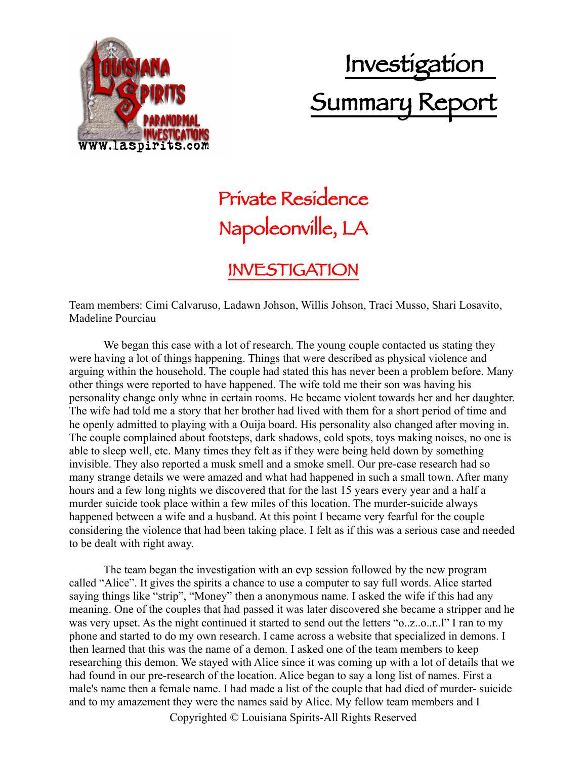# Investigation Summary Report

## Private Residence
## Napoleonville, LA

## INVESTIGATION

Team members: Cimi Calvaruso, Ladawn Johson, Willis Johson, Traci Musso, Shari Losavito, Madeline Pourciau

We began this case with a lot of research. The young couple contacted us stating they were having a lot of things happening. Things that were described as physical violence and arguing within the household. The couple had stated this has never been a problem before. Many other things were reported to have happened. The wife told me their son was having his personality change only whne in certain rooms. He became violent towards her and her daughter. The wife had told me a story that her brother had lived with them for a short period of time and he openly admitted to playing with a Ouija board. His personality also changed after moving in. The couple complained about footsteps, dark shadows, cold spots, toys making noises, no one is able to sleep well, etc. Many times they felt as if they were being held down by something invisible. They also reported a musk smell and a smoke smell. Our pre-case research had so many strange details we were amazed and what had happened in such a small town. After many hours and a few long nights we discovered that for the last 15 years every year and a half a murder suicide took place within a few miles of this location. The murder-suicide always happened between a wife and a husband. At this point I became very fearful for the couple considering the violence that had been taking place. I felt as if this was a serious case and needed to be dealt with right away.

The team began the investigation with an evp session followed by the new program called "Alice". It gives the spirits a chance to use a computer to say full words. Alice started saying things like "strip", "Money" then a anonymous name. I asked the wife if this had any meaning. One of the couples that had passed it was later discovered she became a stripper and he was very upset. As the night continued it started to send out the letters "o..z..o..r..l" I ran to my phone and started to do my own research. I came across a website that specialized in demons. I then learned that this was the name of a demon. I asked one of the team members to keep researching this demon. We stayed with Alice since it was coming up with a lot of details that we had found in our pre-research of the location. Alice began to say a long list of names. First a male's name then a female name. I had made a list of the couple that had died of murder- suicide and to my amazement they were the names said by Alice. My fellow team members and I

Copyrighted © Louisiana Spirits-All Rights Reserved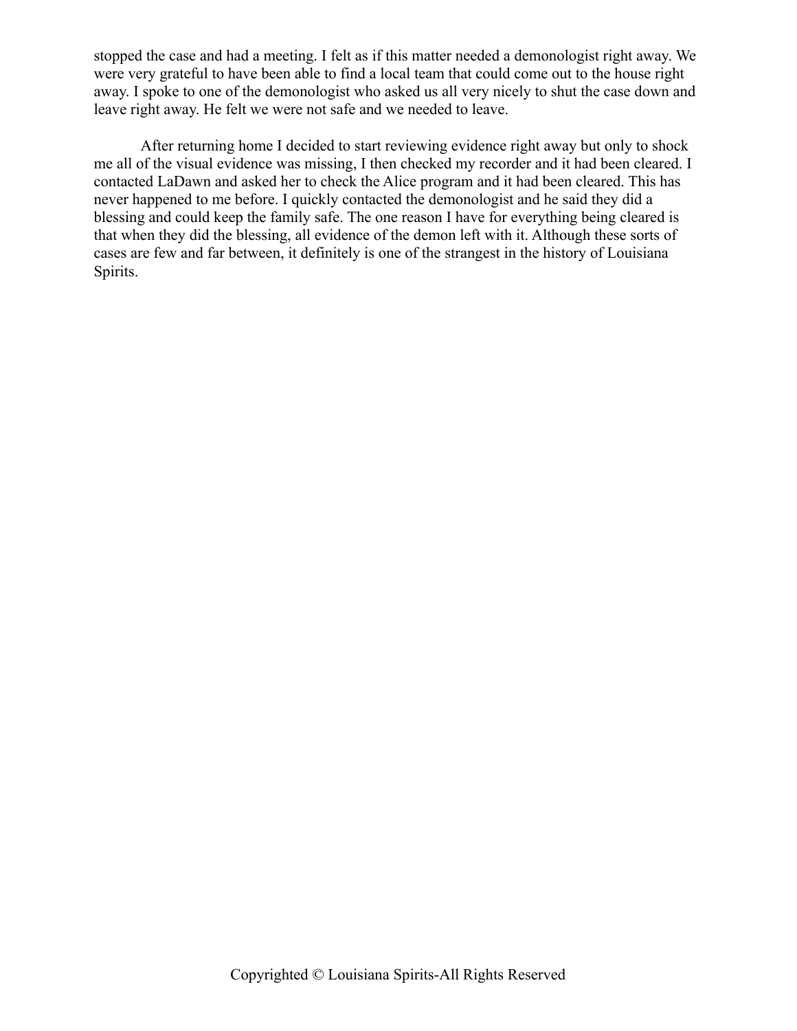stopped the case and had a meeting. I felt as if this matter needed a demonologist right away. We were very grateful to have been able to find a local team that could come out to the house right away. I spoke to one of the demonologist who asked us all very nicely to shut the case down and leave right away. He felt we were not safe and we needed to leave.

After returning home I decided to start reviewing evidence right away but only to shock me all of the visual evidence was missing, I then checked my recorder and it had been cleared. I contacted LaDawn and asked her to check the Alice program and it had been cleared. This has never happened to me before. I quickly contacted the demonologist and he said they did a blessing and could keep the family safe. The one reason I have for everything being cleared is that when they did the blessing, all evidence of the demon left with it. Although these sorts of cases are few and far between, it definitely is one of the strangest in the history of Louisiana Spirits.